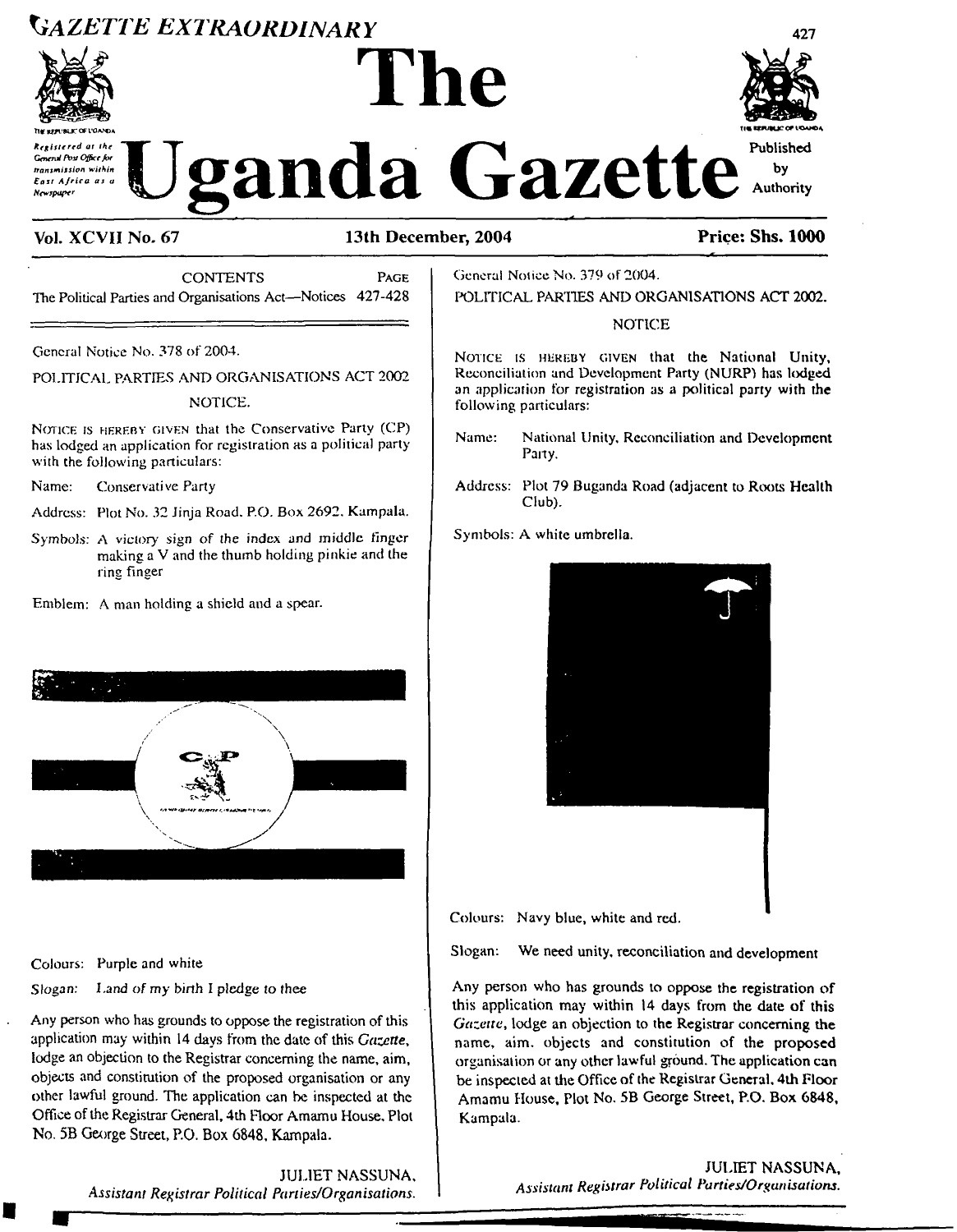# The Uganda Gazette

*Registered at the General Post Office for transmission within East Africa as a Newspaper*

Published by Authority

GAZETTE EXTRAORDINARY

**Vol. XCVII No. 67** **13th December, 2004** **Price: Shs. 1000**

| CONTENTS | PAGE |
|---|---|
| The Political Parties and Organisations Act—Notices | 427-428 |

General Notice No. 378 of 2004.

POLITICAL PARTIES AND ORGANISATIONS ACT 2002

NOTICE.

NOTICE IS HEREBY GIVEN that the Conservative Party (CP) has lodged an application for registration as a political party with the following particulars:

Name: Conservative Party

Address: Plot No. 32 Jinja Road, P.O. Box 2692, Kampala.

Symbols: A victory sign of the index and middle finger making a V and the thumb holding pinkie and the ring finger

Emblem: A man holding a shield and a spear.

Colours: Purple and white

*Slogan:* Land of my birth I pledge to thee

Any person who has grounds to oppose the registration of this application may within 14 days from the date of this *Gazette*, lodge an objection to the Registrar concerning the name, aim, objects and constitution of the proposed organisation or any other lawful ground. The application can be inspected at the Office of the Registrar General, 4th Floor Amamu House, Plot No. 5B George Street, P.O. Box 6848, Kampala.

JULIET NASSUNA,
*Assistant Registrar Political Parties/Organisations.*

General Notice No. 379 of 2004.

POLITICAL PARTIES AND ORGANISATIONS ACT 2002.

NOTICE

NOTICE IS HEREBY GIVEN that the National Unity, Reconciliation and Development Party (NURP) has lodged an application for registration as a political party with the following particulars:

Name: National Unity, Reconciliation and Development Party.

Address: Plot 79 Buganda Road (adjacent to Roots Health Club).

Symbols: A white umbrella.

Colours: Navy blue, white and red.

Slogan: We need unity, reconciliation and development

Any person who has grounds to oppose the registration of this application may within 14 days from the date of this *Gazette*, lodge an objection to the Registrar concerning the name, aim, objects and constitution of the proposed organisation or any other lawful ground. The application can be inspected at the Office of the Registrar General, 4th Floor Amamu House, Plot No. 5B George Street, P.O. Box 6848, Kampala.

JULIET NASSUNA,
*Assistant Registrar Political Parties/Organisations.*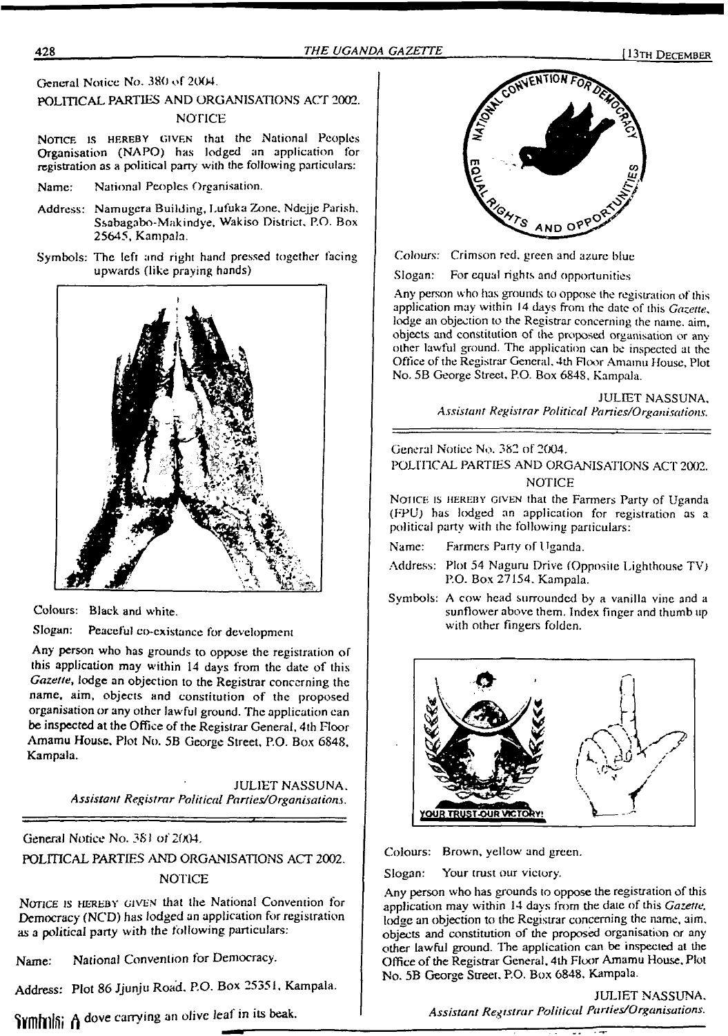General Notice No. 380 of 2004.

POLITICAL PARTIES AND ORGANISATIONS ACT 2002.

NOTICE

NOTICE IS HEREBY GIVEN that the National Peoples Organisation (NAPO) has lodged an application for registration as a political party with the following particulars:

Name: National Peoples Organisation.

Address: Namugera Building, Lufuka Zone, Ndejje Parish, Ssabagabo-Makindye, Wakiso District, P.O. Box 25645, Kampala.

Symbols: The left and right hand pressed together facing upwards (like praying hands)

Colours: Black and white.

Slogan: Peaceful co-existance for development

Any person who has grounds to oppose the registration of this application may within 14 days from the date of this *Gazette*, lodge an objection to the Registrar concerning the name, aim, objects and constitution of the proposed organisation or any other lawful ground. The application can be inspected at the Office of the Registrar General, 4th Floor Amamu House, Plot No. 5B George Street, P.O. Box 6848, Kampala.

JULIET NASSUNA,
*Assistant Registrar Political Parties/Organisations.*

---

General Notice No. 381 of 2004.

POLITICAL PARTIES AND ORGANISATIONS ACT 2002.

NOTICE

NOTICE IS HEREBY GIVEN that the National Convention for Democracy (NCD) has lodged an application for registration as a political party with the following particulars:

Name: National Convention for Democracy.

Address: Plot 86 Jjunju Road, P.O. Box 25351, Kampala.

Symbols: A dove carrying an olive leaf in its beak.

NATIONAL CONVENTION FOR DEMOCRACY
EQUAL RIGHTS AND OPPORTUNITIES

Colours: Crimson red, green and azure blue

Slogan: For equal rights and opportunities

Any person who has grounds to oppose the registration of this application may within 14 days from the date of this *Gazette*, lodge an objection to the Registrar concerning the name, aim, objects and constitution of the proposed organisation or any other lawful ground. The application can be inspected at the Office of the Registrar General, 4th Floor Amamu House, Plot No. 5B George Street, P.O. Box 6848, Kampala.

JULIET NASSUNA,
*Assistant Registrar Political Parties/Organisations.*

---

General Notice No. 382 of 2004.

POLITICAL PARTIES AND ORGANISATIONS ACT 2002.

NOTICE

NOTICE IS HEREBY GIVEN that the Farmers Party of Uganda (FPU) has lodged an application for registration as a political party with the following particulars:

Name: Farmers Party of Uganda.

Address: Plot 54 Naguru Drive (Opposite Lighthouse TV) P.O. Box 27154, Kampala.

Symbols: A cow head surrounded by a vanilla vine and a sunflower above them. Index finger and thumb up with other fingers folden.

YOUR TRUST-OUR VICTORY!

Colours: Brown, yellow and green.

Slogan: Your trust our victory.

Any person who has grounds to oppose the registration of this application may within 14 days from the date of this *Gazette*, lodge an objection to the Registrar concerning the name, aim, objects and constitution of the proposed organisation or any other lawful ground. The application can be inspected at the Office of the Registrar General, 4th Floor Amamu House, Plot No. 5B George Street, P.O. Box 6848, Kampala.

JULIET NASSUNA,
*Assistant Registrar Political Parties/Organisations.*